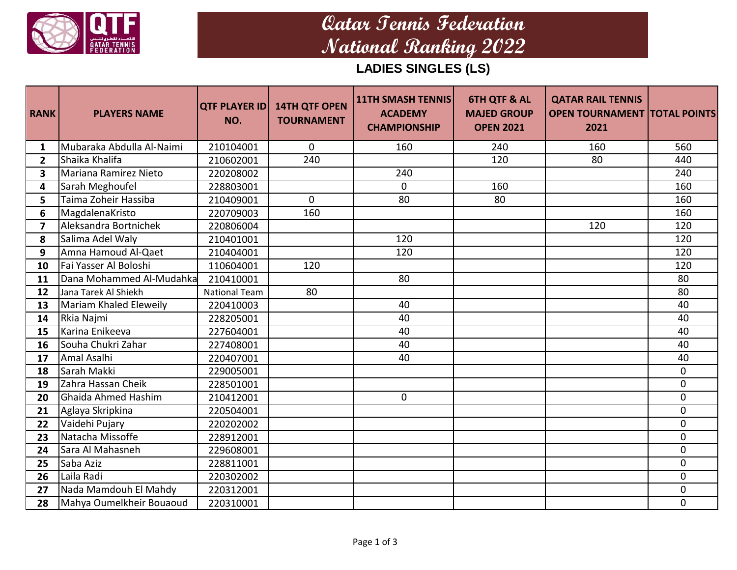# Qatar Tennis Federation
# National Ranking 2022

## LADIES SINGLES (LS)

| RANK | PLAYERS NAME | QTF PLAYER ID NO. | 14TH QTF OPEN TOURNAMENT | 11TH SMASH TENNIS ACADEMY CHAMPIONSHIP | 6TH QTF & AL MAJED GROUP OPEN 2021 | QATAR RAIL TENNIS OPEN TOURNAMENT 2021 | TOTAL POINTS |
|---|---|---|---|---|---|---|---|
| 1 | Mubaraka Abdulla Al-Naimi | 210104001 | 0 | 160 | 240 | 160 | 560 |
| 2 | Shaika Khalifa | 210602001 | 240 | | 120 | 80 | 440 |
| 3 | Mariana Ramirez Nieto | 220208002 | | 240 | | | 240 |
| 4 | Sarah Meghoufel | 228803001 | | 0 | 160 | | 160 |
| 5 | Taima Zoheir Hassiba | 210409001 | 0 | 80 | 80 | | 160 |
| 6 | MagdalenaKristo | 220709003 | 160 | | | | 160 |
| 7 | Aleksandra Bortnichek | 220806004 | | | | 120 | 120 |
| 8 | Salima Adel Waly | 210401001 | | 120 | | | 120 |
| 9 | Amna Hamoud Al-Qaet | 210404001 | | 120 | | | 120 |
| 10 | Fai Yasser Al Boloshi | 110604001 | 120 | | | | 120 |
| 11 | Dana Mohammed Al-Mudahka | 210410001 | | 80 | | | 80 |
| 12 | Jana Tarek Al Shiekh | National Team | 80 | | | | 80 |
| 13 | Mariam Khaled Eleweily | 220410003 | | 40 | | | 40 |
| 14 | Rkia Najmi | 228205001 | | 40 | | | 40 |
| 15 | Karina Enikeeva | 227604001 | | 40 | | | 40 |
| 16 | Souha Chukri Zahar | 227408001 | | 40 | | | 40 |
| 17 | Amal Asalhi | 220407001 | | 40 | | | 40 |
| 18 | Sarah Makki | 229005001 | | | | | 0 |
| 19 | Zahra Hassan Cheik | 228501001 | | | | | 0 |
| 20 | Ghaida Ahmed Hashim | 210412001 | | 0 | | | 0 |
| 21 | Aglaya Skripkina | 220504001 | | | | | 0 |
| 22 | Vaidehi Pujary | 220202002 | | | | | 0 |
| 23 | Natacha Missoffe | 228912001 | | | | | 0 |
| 24 | Sara Al Mahasneh | 229608001 | | | | | 0 |
| 25 | Saba Aziz | 228811001 | | | | | 0 |
| 26 | Laila Radi | 220302002 | | | | | 0 |
| 27 | Nada Mamdouh El Mahdy | 220312001 | | | | | 0 |
| 28 | Mahya Oumelkheir Bouaoud | 220310001 | | | | | 0 |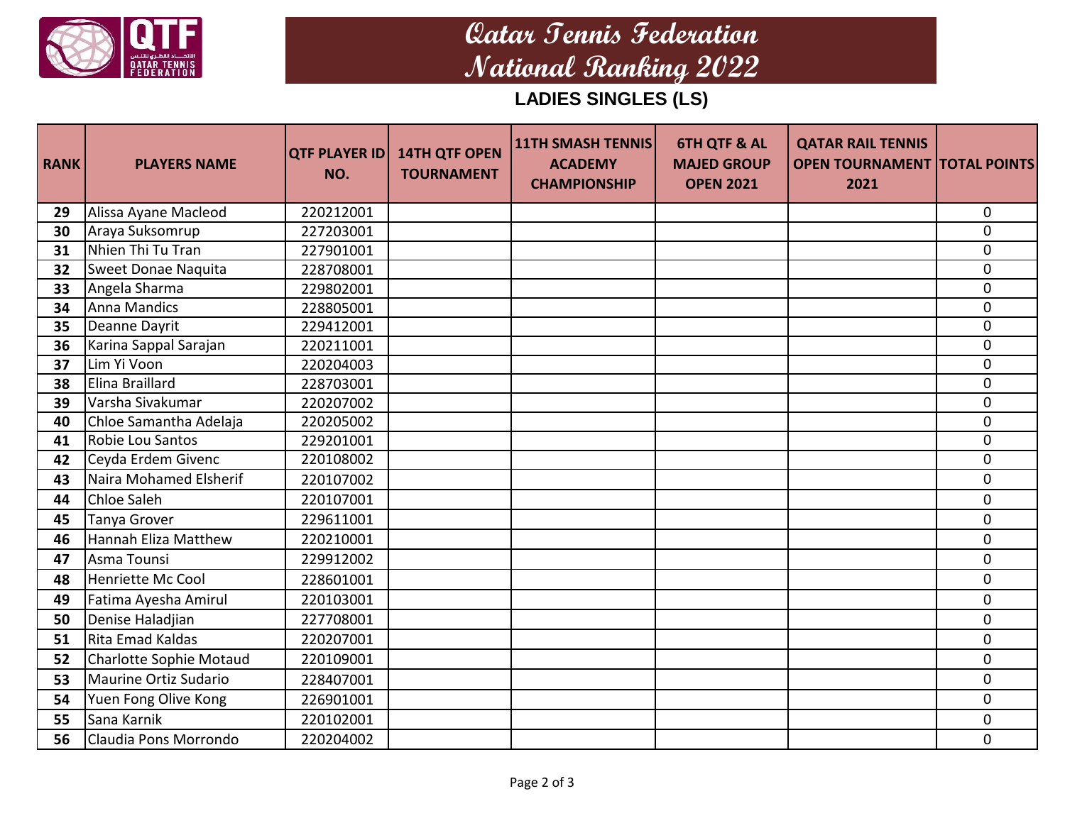# Qatar Tennis Federation
# National Ranking 2022

## LADIES SINGLES (LS)

| RANK | PLAYERS NAME | QTF PLAYER ID NO. | 14TH QTF OPEN TOURNAMENT | 11TH SMASH TENNIS ACADEMY CHAMPIONSHIP | 6TH QTF & AL MAJED GROUP OPEN 2021 | QATAR RAIL TENNIS OPEN TOURNAMENT 2021 | TOTAL POINTS |
|---|---|---|---|---|---|---|---|
| 29 | Alissa Ayane Macleod | 220212001 | | | | | 0 |
| 30 | Araya Suksomrup | 227203001 | | | | | 0 |
| 31 | Nhien Thi Tu Tran | 227901001 | | | | | 0 |
| 32 | Sweet Donae Naquita | 228708001 | | | | | 0 |
| 33 | Angela Sharma | 229802001 | | | | | 0 |
| 34 | Anna Mandics | 228805001 | | | | | 0 |
| 35 | Deanne Dayrit | 229412001 | | | | | 0 |
| 36 | Karina Sappal Sarajan | 220211001 | | | | | 0 |
| 37 | Lim Yi Voon | 220204003 | | | | | 0 |
| 38 | Elina Braillard | 228703001 | | | | | 0 |
| 39 | Varsha Sivakumar | 220207002 | | | | | 0 |
| 40 | Chloe Samantha Adelaja | 220205002 | | | | | 0 |
| 41 | Robie Lou Santos | 229201001 | | | | | 0 |
| 42 | Ceyda Erdem Givenc | 220108002 | | | | | 0 |
| 43 | Naira Mohamed Elsherif | 220107002 | | | | | 0 |
| 44 | Chloe Saleh | 220107001 | | | | | 0 |
| 45 | Tanya Grover | 229611001 | | | | | 0 |
| 46 | Hannah Eliza Matthew | 220210001 | | | | | 0 |
| 47 | Asma Tounsi | 229912002 | | | | | 0 |
| 48 | Henriette Mc Cool | 228601001 | | | | | 0 |
| 49 | Fatima Ayesha Amirul | 220103001 | | | | | 0 |
| 50 | Denise Haladjian | 227708001 | | | | | 0 |
| 51 | Rita Emad Kaldas | 220207001 | | | | | 0 |
| 52 | Charlotte Sophie Motaud | 220109001 | | | | | 0 |
| 53 | Maurine Ortiz Sudario | 228407001 | | | | | 0 |
| 54 | Yuen Fong Olive Kong | 226901001 | | | | | 0 |
| 55 | Sana Karnik | 220102001 | | | | | 0 |
| 56 | Claudia Pons Morrondo | 220204002 | | | | | 0 |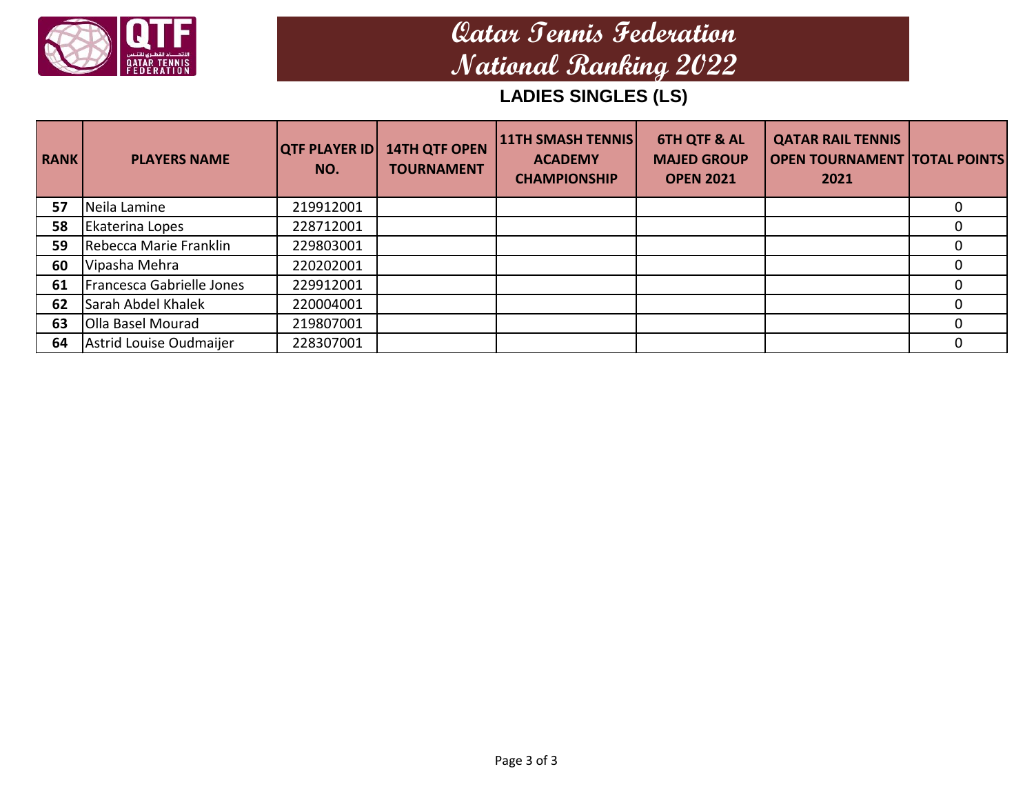# Qatar Tennis Federation
# National Ranking 2022

## LADIES SINGLES (LS)

| RANK | PLAYERS NAME | QTF PLAYER ID NO. | 14TH QTF OPEN TOURNAMENT | 11TH SMASH TENNIS ACADEMY CHAMPIONSHIP | 6TH QTF & AL MAJED GROUP OPEN 2021 | QATAR RAIL TENNIS OPEN TOURNAMENT 2021 | TOTAL POINTS |
|---|---|---|---|---|---|---|---|
| 57 | Neila Lamine | 219912001 | | | | | 0 |
| 58 | Ekaterina Lopes | 228712001 | | | | | 0 |
| 59 | Rebecca Marie Franklin | 229803001 | | | | | 0 |
| 60 | Vipasha Mehra | 220202001 | | | | | 0 |
| 61 | Francesca Gabrielle Jones | 229912001 | | | | | 0 |
| 62 | Sarah Abdel Khalek | 220004001 | | | | | 0 |
| 63 | Olla Basel Mourad | 219807001 | | | | | 0 |
| 64 | Astrid Louise Oudmaijer | 228307001 | | | | | 0 |